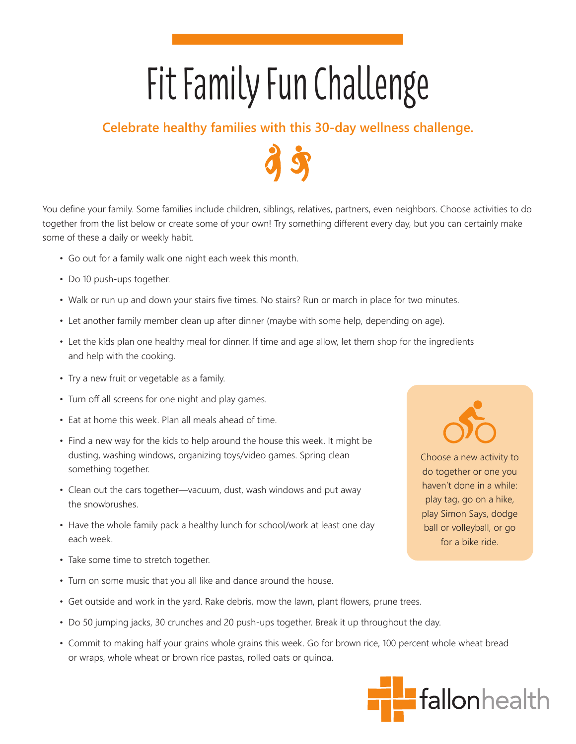# Fit Family Fun Challenge

**Celebrate healthy families with this 30-day wellness challenge.**

You define your family. Some families include children, siblings, relatives, partners, even neighbors. Choose activities to do together from the list below or create some of your own! Try something different every day, but you can certainly make some of these a daily or weekly habit.

- Go out for a family walk one night each week this month.
- Do 10 push-ups together.
- Walk or run up and down your stairs five times. No stairs? Run or march in place for two minutes.
- Let another family member clean up after dinner (maybe with some help, depending on age).
- Let the kids plan one healthy meal for dinner. If time and age allow, let them shop for the ingredients and help with the cooking.
- Try a new fruit or vegetable as a family.
- Turn off all screens for one night and play games.
- Eat at home this week. Plan all meals ahead of time.
- Find a new way for the kids to help around the house this week. It might be dusting, washing windows, organizing toys/video games. Spring clean something together.
- Clean out the cars together—vacuum, dust, wash windows and put away the snowbrushes.
- Have the whole family pack a healthy lunch for school/work at least one day each week.
- Take some time to stretch together.
- Turn on some music that you all like and dance around the house.
- Get outside and work in the yard. Rake debris, mow the lawn, plant flowers, prune trees.
- Do 50 jumping jacks, 30 crunches and 20 push-ups together. Break it up throughout the day.
- Commit to making half your grains whole grains this week. Go for brown rice, 100 percent whole wheat bread or wraps, whole wheat or brown rice pastas, rolled oats or quinoa.

Choose a new activity to do together or one you haven't done in a while: play tag, go on a hike, play Simon Says, dodge ball or volleyball, or go for a bike ride.

fallonhealth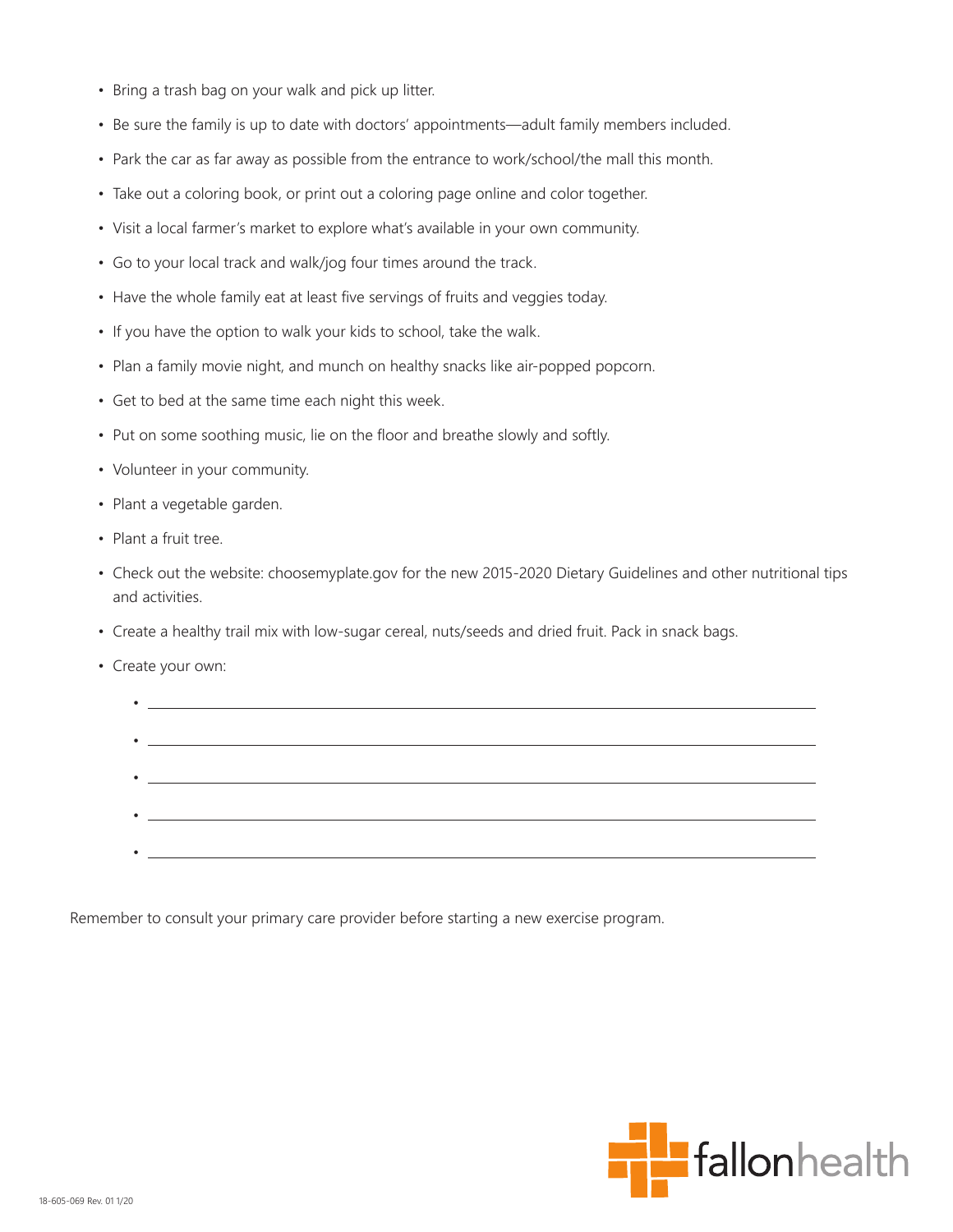- Bring a trash bag on your walk and pick up litter.
- Be sure the family is up to date with doctors' appointments—adult family members included.
- Park the car as far away as possible from the entrance to work/school/the mall this month.
- Take out a coloring book, or print out a coloring page online and color together.
- Visit a local farmer's market to explore what's available in your own community.
- Go to your local track and walk/jog four times around the track.
- Have the whole family eat at least five servings of fruits and veggies today.
- If you have the option to walk your kids to school, take the walk.
- Plan a family movie night, and munch on healthy snacks like air-popped popcorn.
- Get to bed at the same time each night this week.
- Put on some soothing music, lie on the floor and breathe slowly and softly.
- Volunteer in your community.
- Plant a vegetable garden.
- Plant a fruit tree.
- Check out the website: choosemyplate.gov for the new 2015-2020 Dietary Guidelines and other nutritional tips and activities.
- Create a healthy trail mix with low-sugar cereal, nuts/seeds and dried fruit. Pack in snack bags.
- Create your own:
  - \_\_\_\_\_\_\_\_\_\_\_\_\_\_\_\_\_\_\_\_\_\_\_\_\_\_\_\_\_\_\_\_
  - \_\_\_\_\_\_\_\_\_\_\_\_\_\_\_\_\_\_\_\_\_\_\_\_\_\_\_\_\_\_\_\_
  - \_\_\_\_\_\_\_\_\_\_\_\_\_\_\_\_\_\_\_\_\_\_\_\_\_\_\_\_\_\_\_\_
  - \_\_\_\_\_\_\_\_\_\_\_\_\_\_\_\_\_\_\_\_\_\_\_\_\_\_\_\_\_\_\_\_
  - \_\_\_\_\_\_\_\_\_\_\_\_\_\_\_\_\_\_\_\_\_\_\_\_\_\_\_\_\_\_\_\_

Remember to consult your primary care provider before starting a new exercise program.

fallonhealth

18-605-069 Rev. 01 1/20